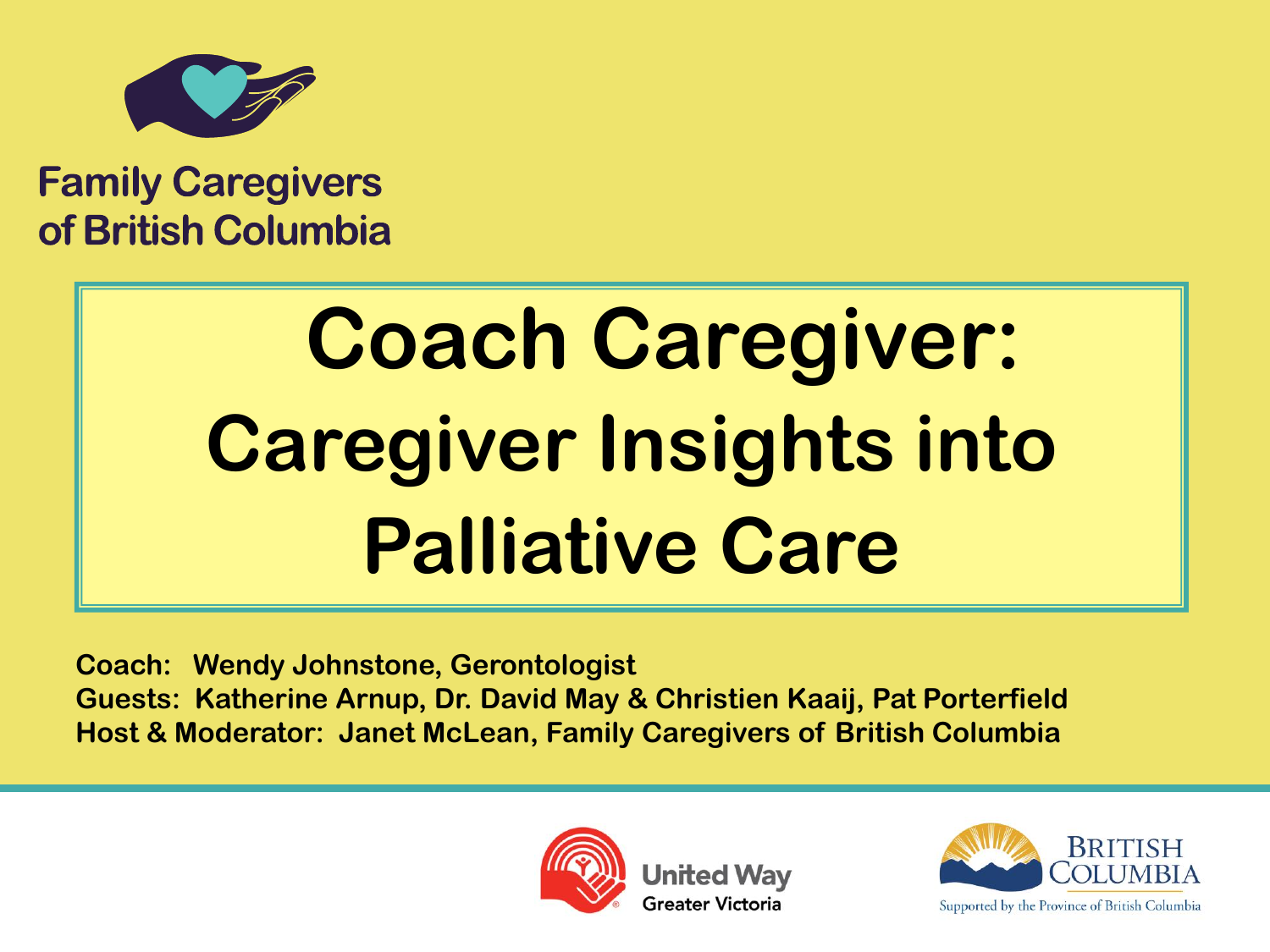Family Caregivers of British Columbia

# Coach Caregiver: Caregiver Insights into Palliative Care

**Coach:** Wendy Johnstone, Gerontologist
**Guests:** Katherine Arnup, Dr. David May & Christien Kaaij, Pat Porterfield
**Host & Moderator:** Janet McLean, Family Caregivers of British Columbia

United Way Greater Victoria

British Columbia — Supported by the Province of British Columbia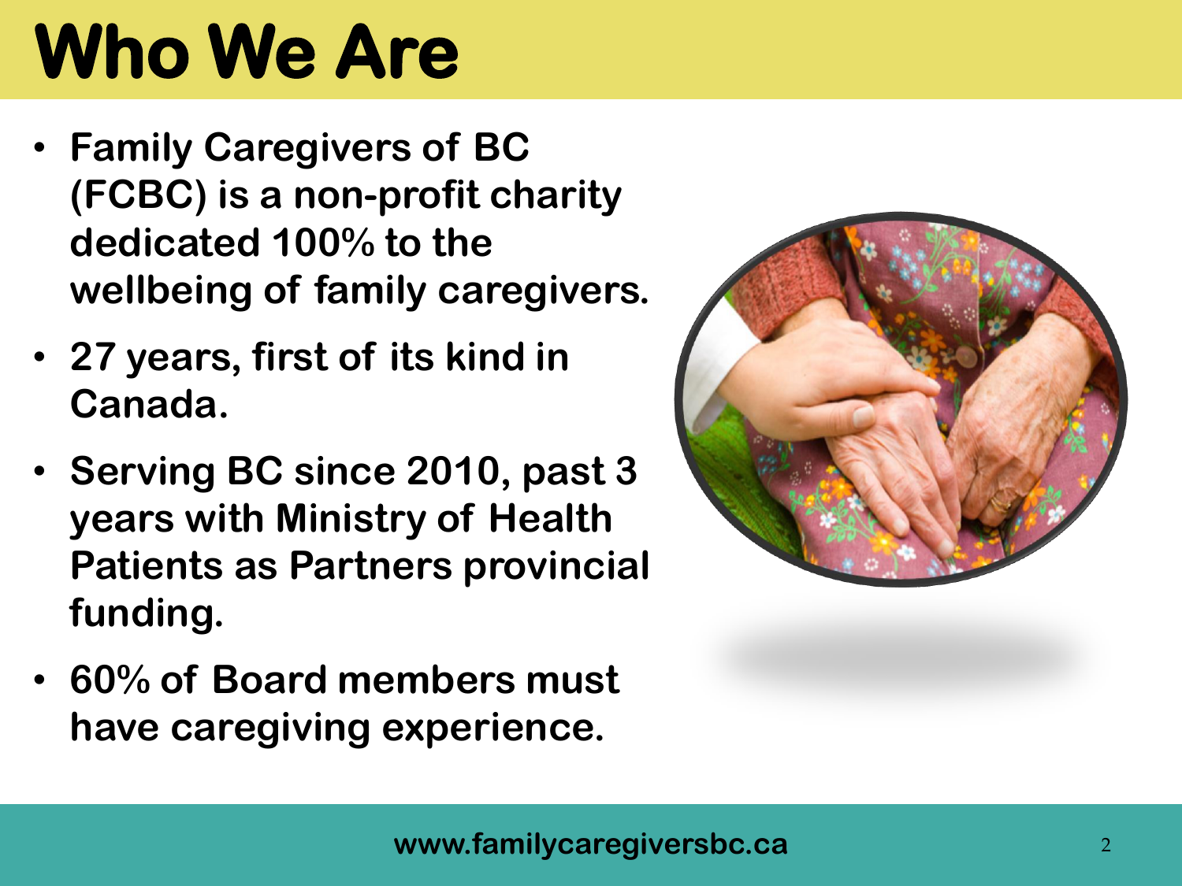# Who We Are

- Family Caregivers of BC (FCBC) is a non-profit charity dedicated 100% to the wellbeing of family caregivers.
- 27 years, first of its kind in Canada.
- Serving BC since 2010, past 3 years with Ministry of Health Patients as Partners provincial funding.
- 60% of Board members must have caregiving experience.

www.familycaregiversbc.ca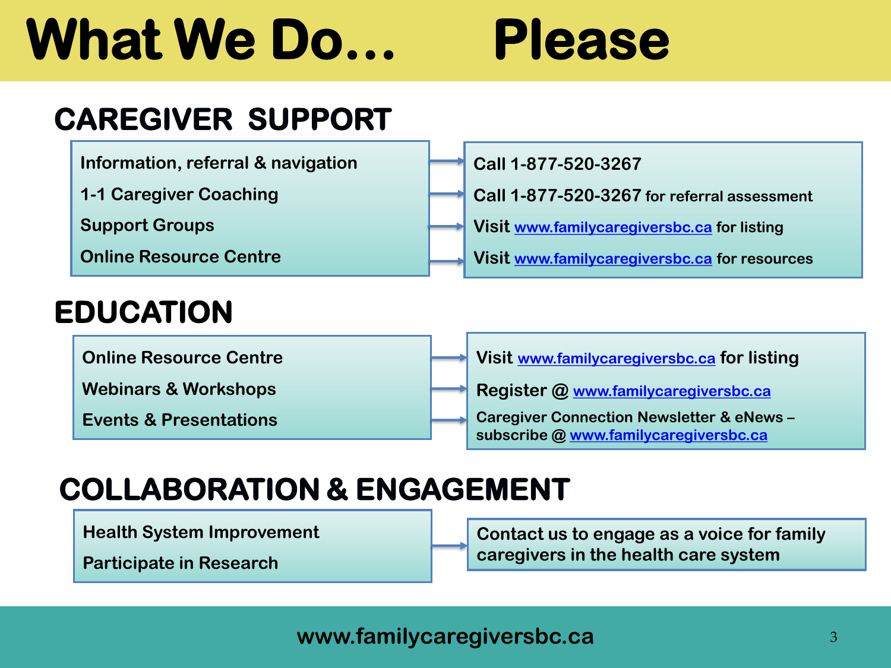# What We Do… Please

## CAREGIVER SUPPORT

| What We Do | Please |
| --- | --- |
| Information, referral & navigation | Call 1-877-520-3267 |
| 1-1 Caregiver Coaching | Call 1-877-520-3267 for referral assessment |
| Support Groups | Visit www.familycaregiversbc.ca for listing |
| Online Resource Centre | Visit www.familycaregiversbc.ca for resources |

## EDUCATION

| What We Do | Please |
| --- | --- |
| Online Resource Centre | Visit www.familycaregiversbc.ca for listing |
| Webinars & Workshops | Register @ www.familycaregiversbc.ca |
| Events & Presentations | Caregiver Connection Newsletter & eNews – subscribe @ www.familycaregiversbc.ca |

## COLLABORATION & ENGAGEMENT

| What We Do | Please |
| --- | --- |
| Health System Improvement<br>Participate in Research | Contact us to engage as a voice for family caregivers in the health care system |

www.familycaregiversbc.ca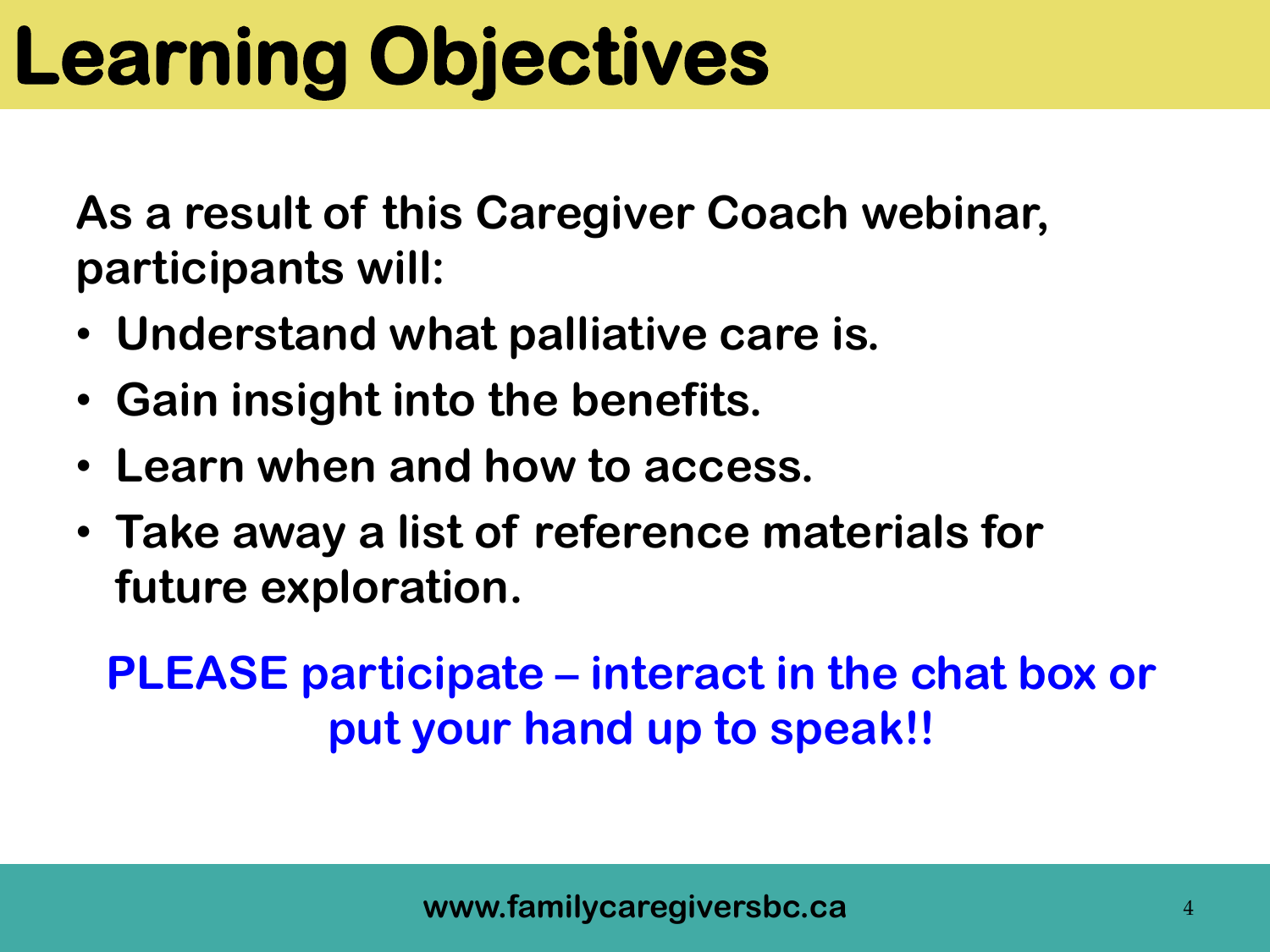# Learning Objectives

**As a result of this Caregiver Coach webinar, participants will:**

- **Understand what palliative care is.**
- **Gain insight into the benefits.**
- **Learn when and how to access.**
- **Take away a list of reference materials for future exploration.**

**PLEASE participate – interact in the chat box or put your hand up to speak!!**

**www.familycaregiversbc.ca**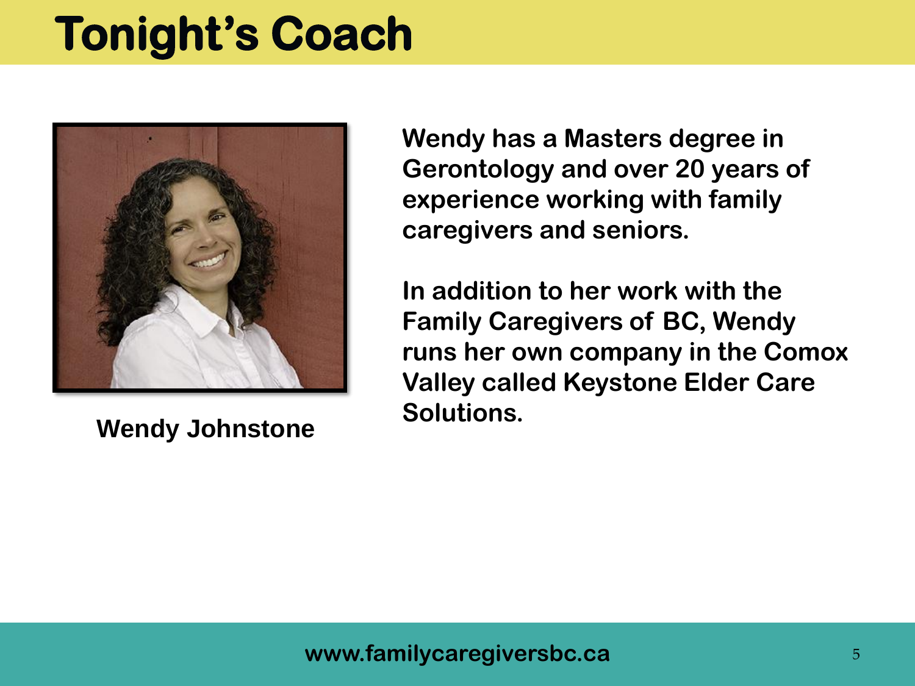# Tonight's Coach

**Wendy Johnstone**

**Wendy has a Masters degree in Gerontology and over 20 years of experience working with family caregivers and seniors.**

**In addition to her work with the Family Caregivers of BC, Wendy runs her own company in the Comox Valley called Keystone Elder Care Solutions.**

**www.familycaregiversbc.ca**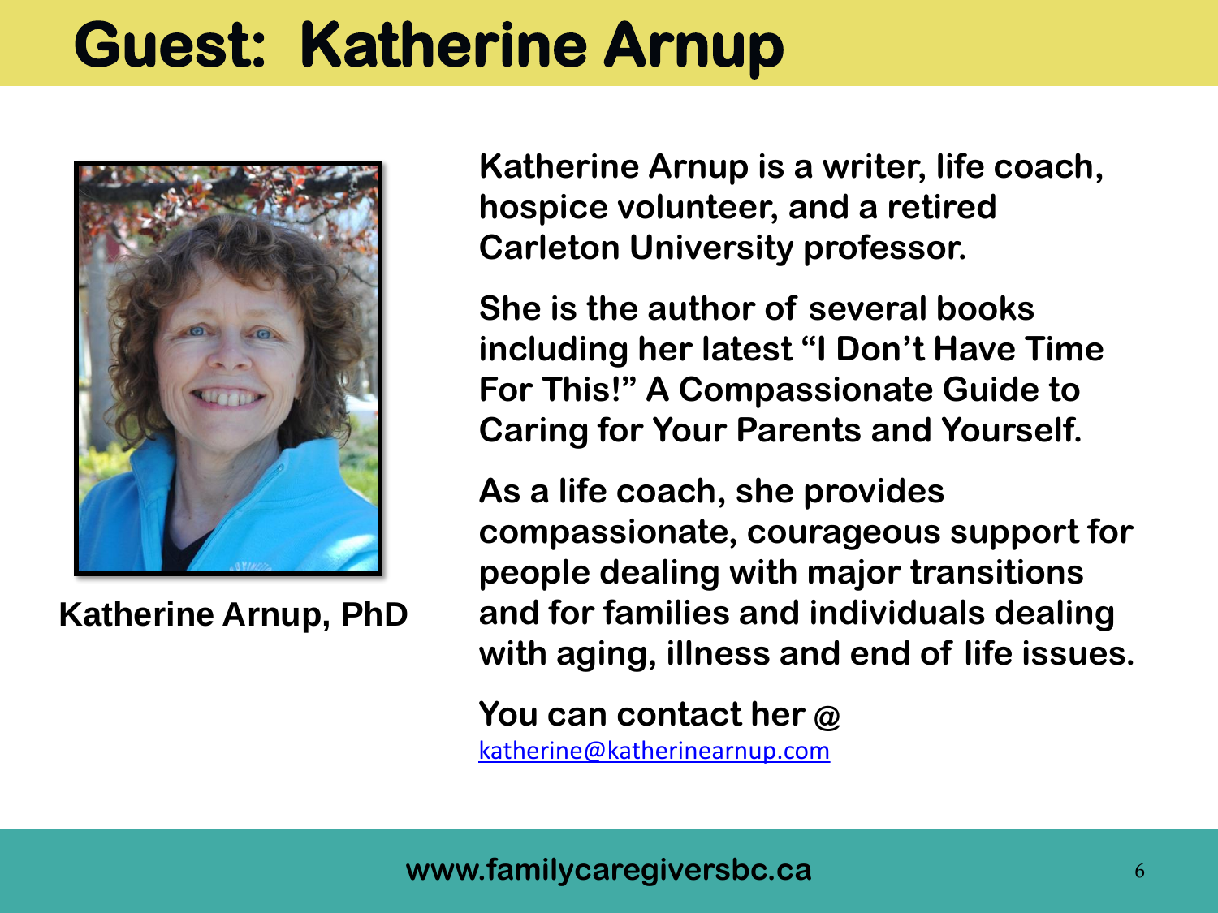# Guest: Katherine Arnup

Katherine Arnup, PhD

Katherine Arnup is a writer, life coach, hospice volunteer, and a retired Carleton University professor.

She is the author of several books including her latest "I Don't Have Time For This!" A Compassionate Guide to Caring for Your Parents and Yourself.

As a life coach, she provides compassionate, courageous support for people dealing with major transitions and for families and individuals dealing with aging, illness and end of life issues.

You can contact her @ katherine@katherinearnup.com

www.familycaregiversbc.ca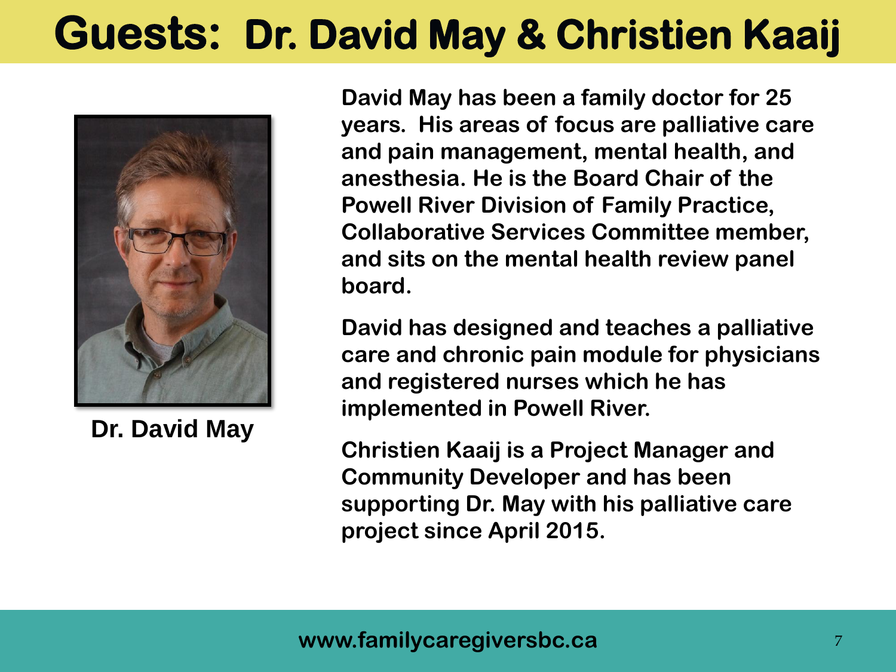# Guests: Dr. David May & Christien Kaaij

Dr. David May

David May has been a family doctor for 25 years. His areas of focus are palliative care and pain management, mental health, and anesthesia. He is the Board Chair of the Powell River Division of Family Practice, Collaborative Services Committee member, and sits on the mental health review panel board.

David has designed and teaches a palliative care and chronic pain module for physicians and registered nurses which he has implemented in Powell River.

Christien Kaaij is a Project Manager and Community Developer and has been supporting Dr. May with his palliative care project since April 2015.

www.familycaregiversbc.ca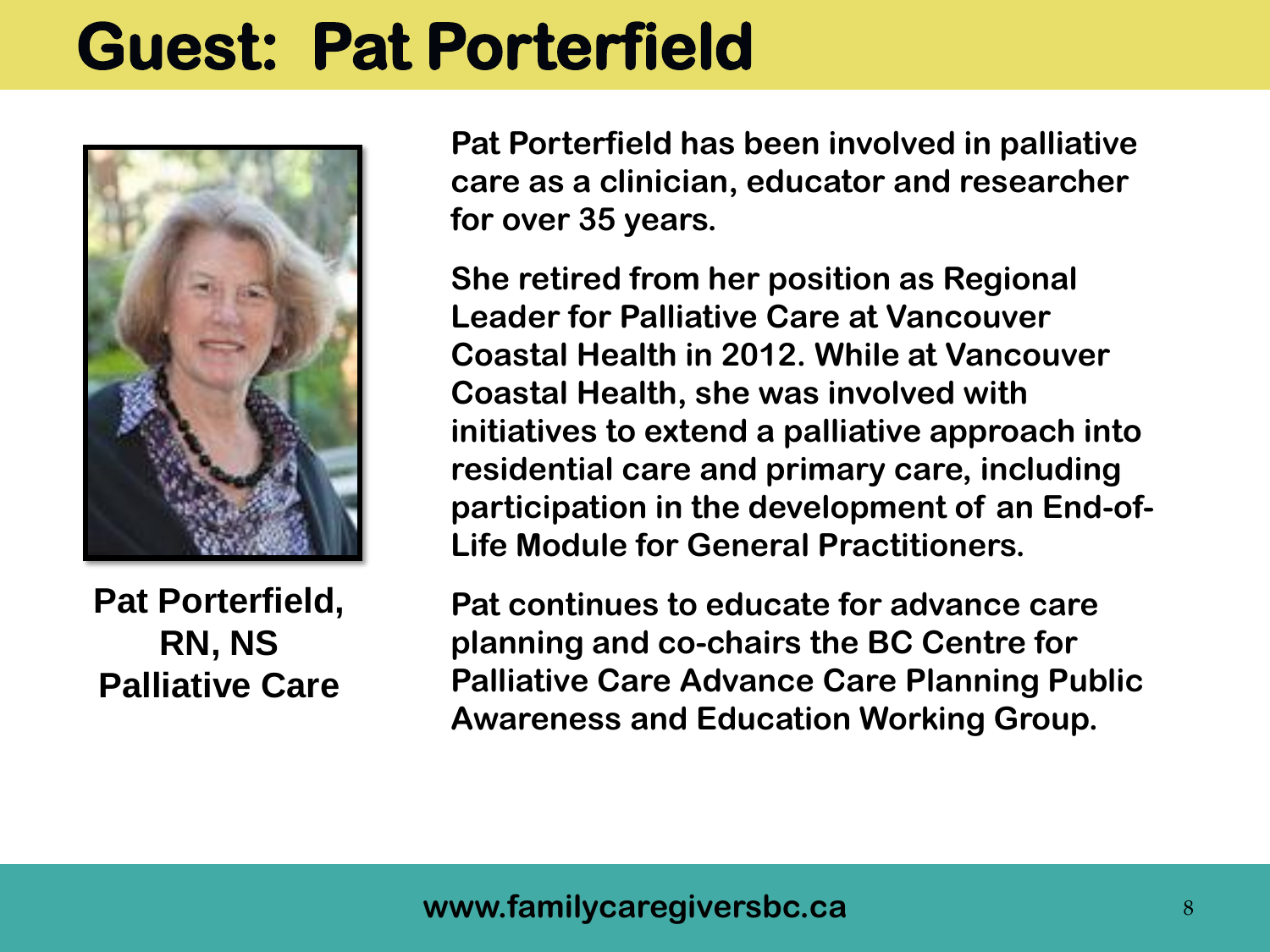# Guest: Pat Porterfield

**Pat Porterfield, RN, NS Palliative Care**

Pat Porterfield has been involved in palliative care as a clinician, educator and researcher for over 35 years.

She retired from her position as Regional Leader for Palliative Care at Vancouver Coastal Health in 2012. While at Vancouver Coastal Health, she was involved with initiatives to extend a palliative approach into residential care and primary care, including participation in the development of an End-of-Life Module for General Practitioners.

Pat continues to educate for advance care planning and co-chairs the BC Centre for Palliative Care Advance Care Planning Public Awareness and Education Working Group.

www.familycaregiversbc.ca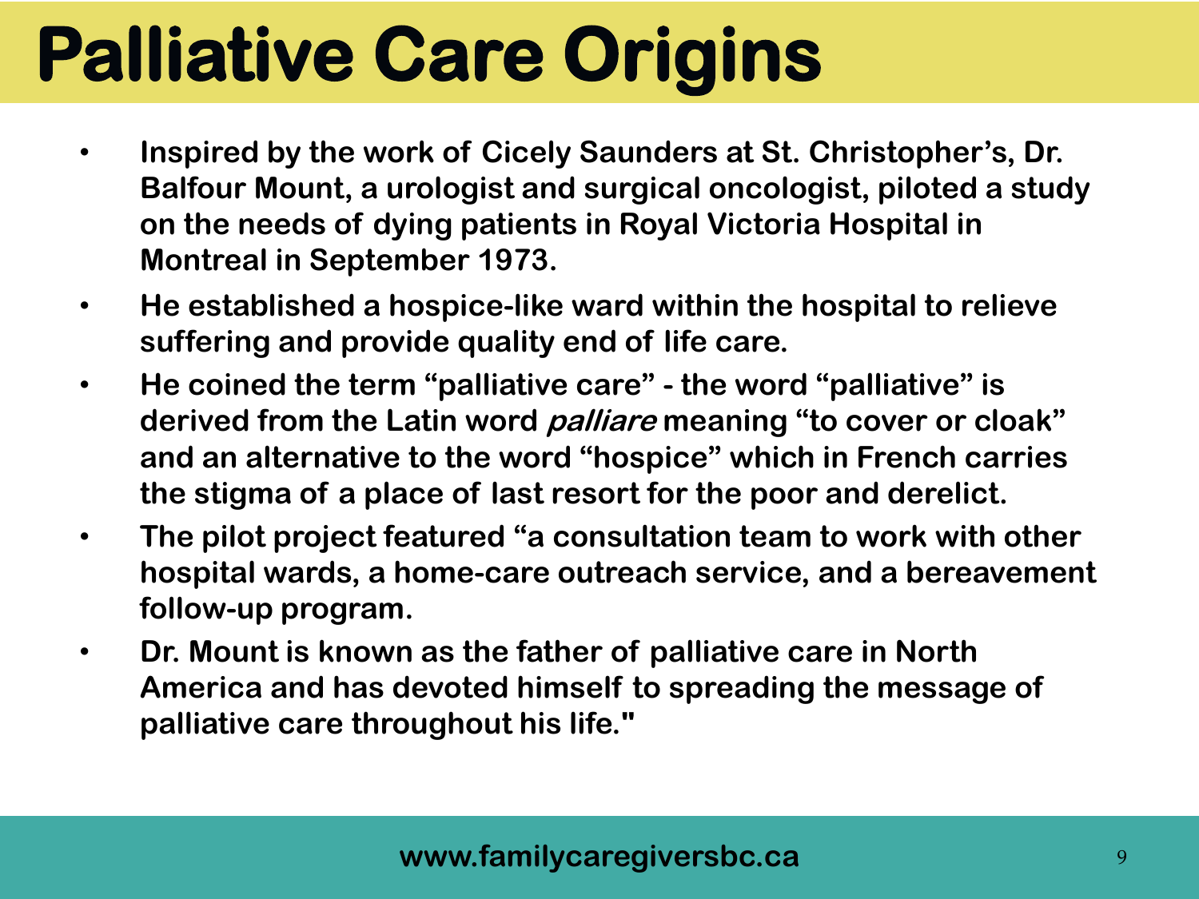# Palliative Care Origins

- **Inspired by the work of Cicely Saunders at St. Christopher's, Dr. Balfour Mount, a urologist and surgical oncologist, piloted a study on the needs of dying patients in Royal Victoria Hospital in Montreal in September 1973.**
- **He established a hospice-like ward within the hospital to relieve suffering and provide quality end of life care.**
- **He coined the term "palliative care" - the word "palliative" is derived from the Latin word *palliare* meaning "to cover or cloak" and an alternative to the word "hospice" which in French carries the stigma of a place of last resort for the poor and derelict.**
- **The pilot project featured "a consultation team to work with other hospital wards, a home-care outreach service, and a bereavement follow-up program.**
- **Dr. Mount is known as the father of palliative care in North America and has devoted himself to spreading the message of palliative care throughout his life."**

**www.familycaregiversbc.ca**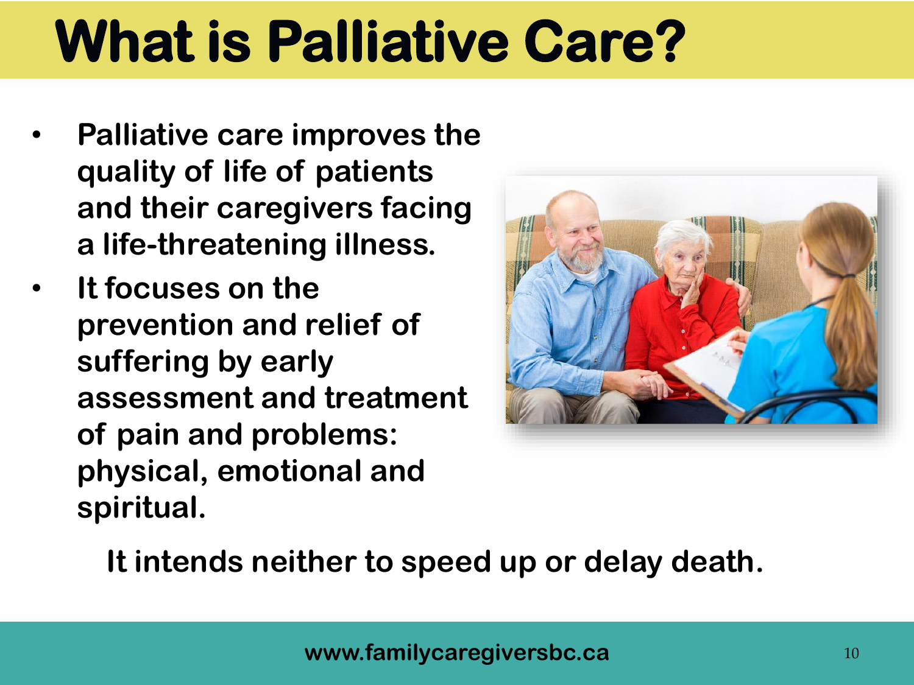# What is Palliative Care?

- **Palliative care improves the quality of life of patients and their caregivers facing a life-threatening illness.**
- **It focuses on the prevention and relief of suffering by early assessment and treatment of pain and problems: physical, emotional and spiritual.**

**It intends neither to speed up or delay death.**

**www.familycaregiversbc.ca**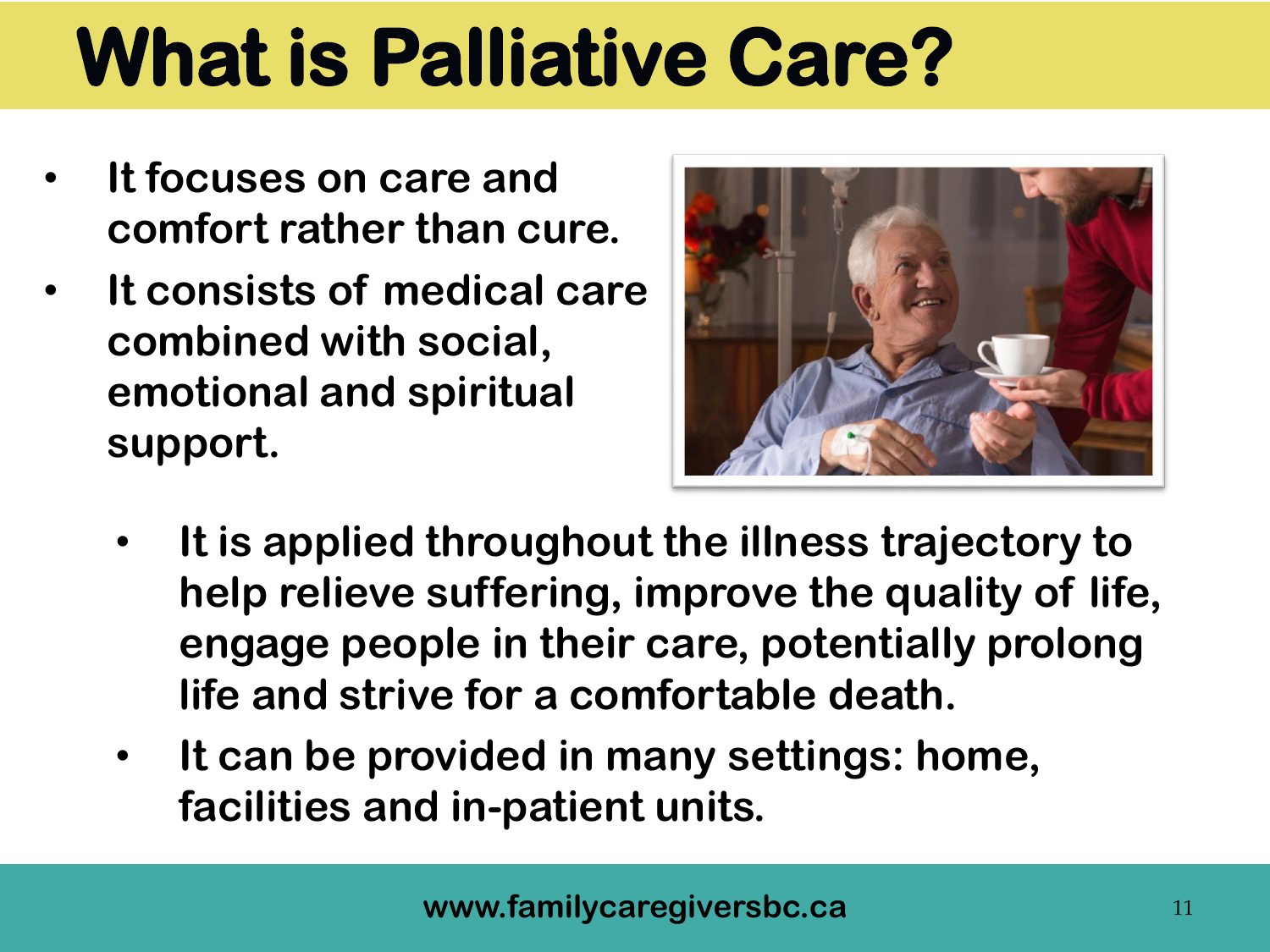# What is Palliative Care?

- It focuses on care and comfort rather than cure.
- It consists of medical care combined with social, emotional and spiritual support.
- It is applied throughout the illness trajectory to help relieve suffering, improve the quality of life, engage people in their care, potentially prolong life and strive for a comfortable death.
- It can be provided in many settings: home, facilities and in-patient units.

www.familycaregiversbc.ca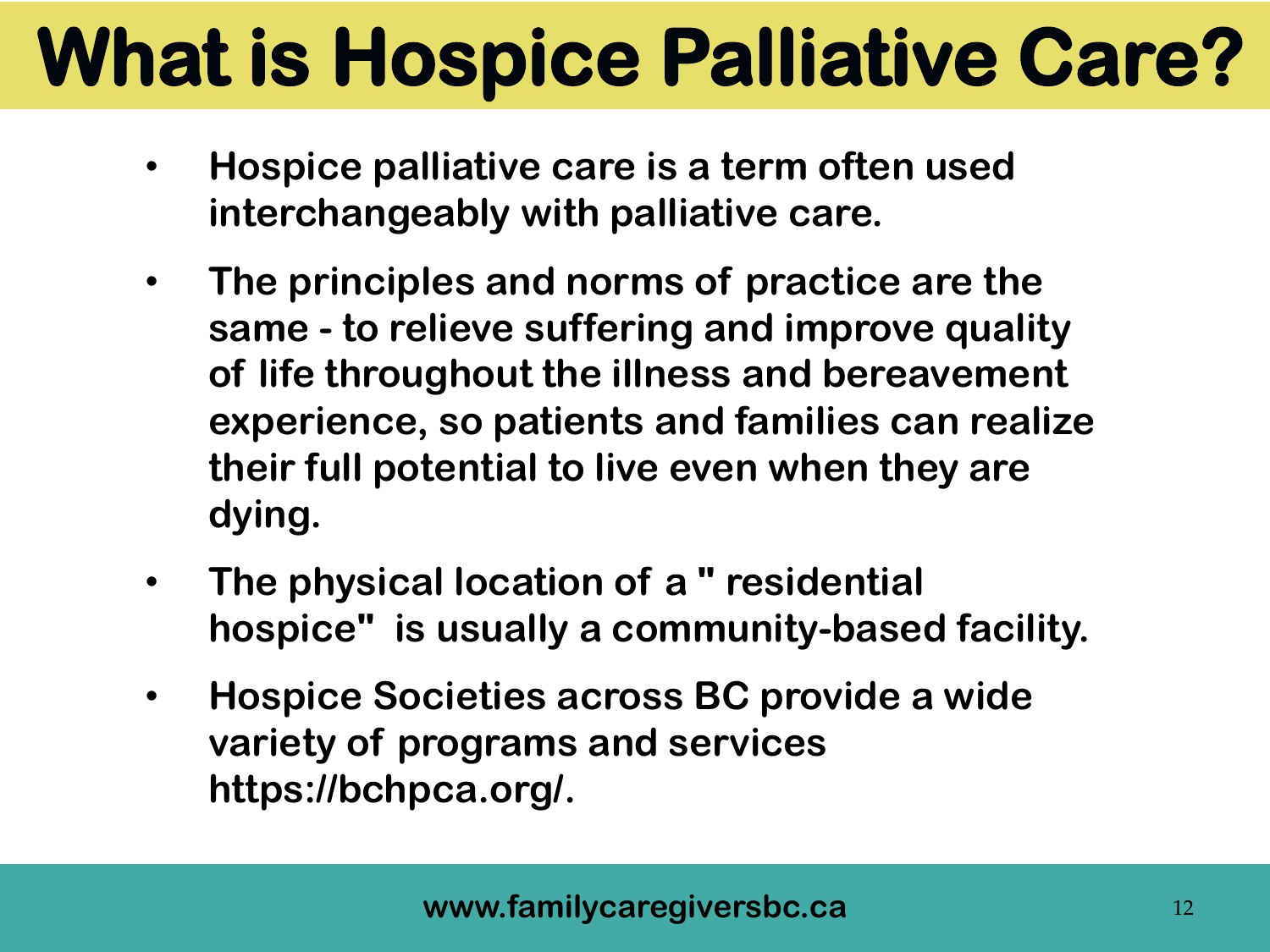# What is Hospice Palliative Care?

- **Hospice palliative care is a term often used interchangeably with palliative care.**
- **The principles and norms of practice are the same - to relieve suffering and improve quality of life throughout the illness and bereavement experience, so patients and families can realize their full potential to live even when they are dying.**
- **The physical location of a " residential hospice" is usually a community-based facility.**
- **Hospice Societies across BC provide a wide variety of programs and services https://bchpca.org/.**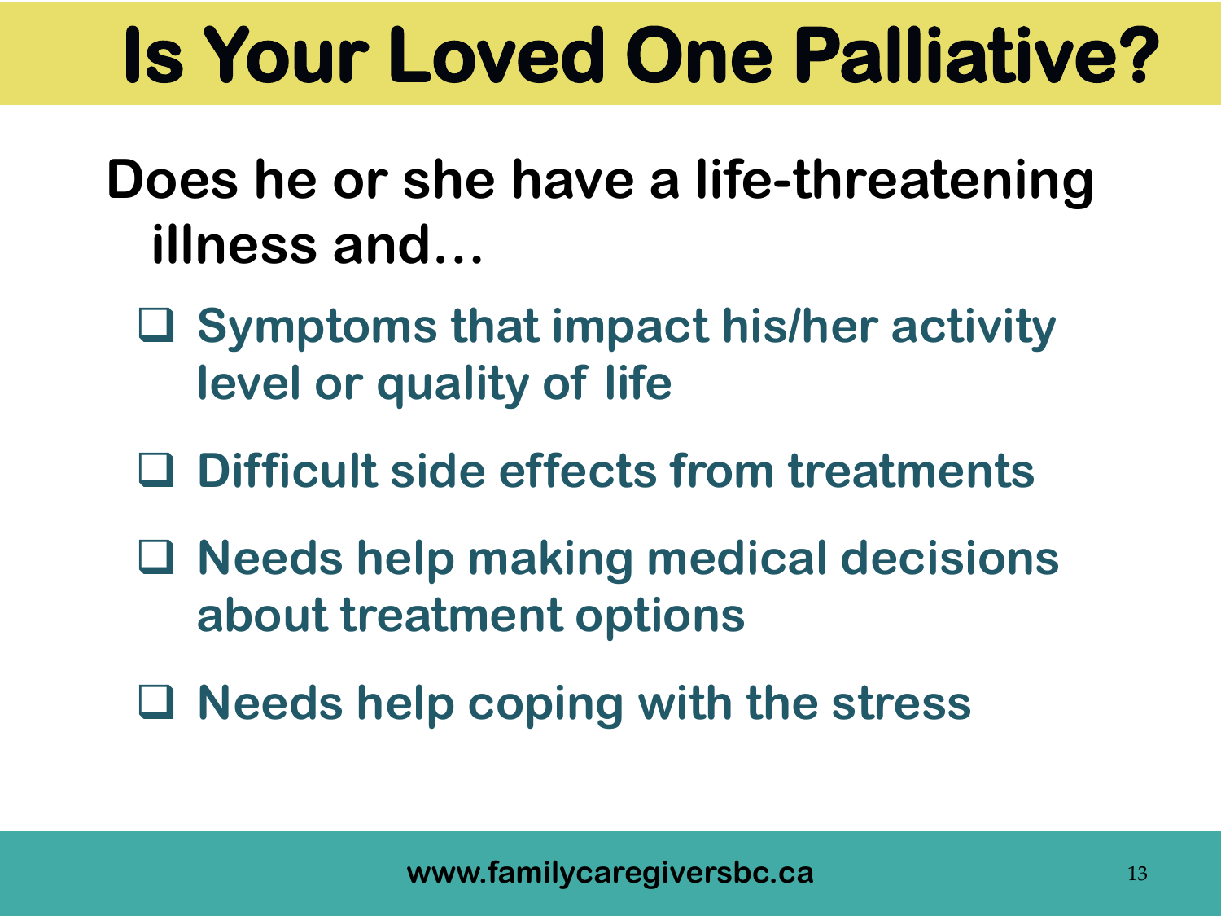# Is Your Loved One Palliative?

**Does he or she have a life-threatening illness and…**

- ❑ Symptoms that impact his/her activity level or quality of life
- ❑ Difficult side effects from treatments
- ❑ Needs help making medical decisions about treatment options
- ❑ Needs help coping with the stress

**www.familycaregiversbc.ca**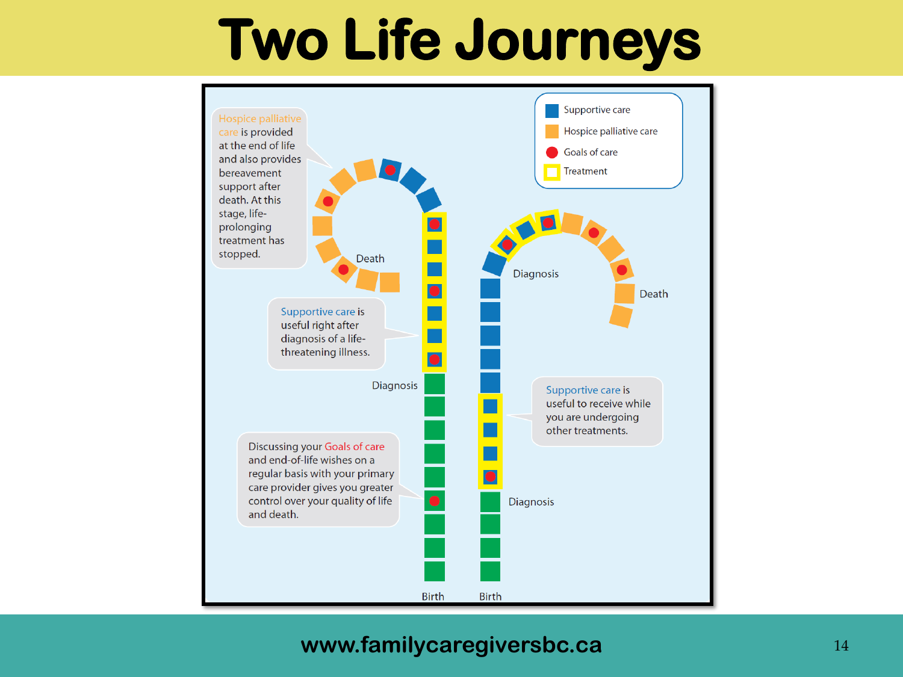# Two Life Journeys

Supportive care

Hospice palliative care

Goals of care

Treatment

Hospice palliative care is provided at the end of life and also provides bereavement support after death. At this stage, life-prolonging treatment has stopped.

Death

Supportive care is useful right after diagnosis of a life-threatening illness.

Diagnosis

Discussing your Goals of care and end-of-life wishes on a regular basis with your primary care provider gives you greater control over your quality of life and death.

Birth

Diagnosis

Death

Supportive care is useful to receive while you are undergoing other treatments.

Diagnosis

Birth

www.familycaregiversbc.ca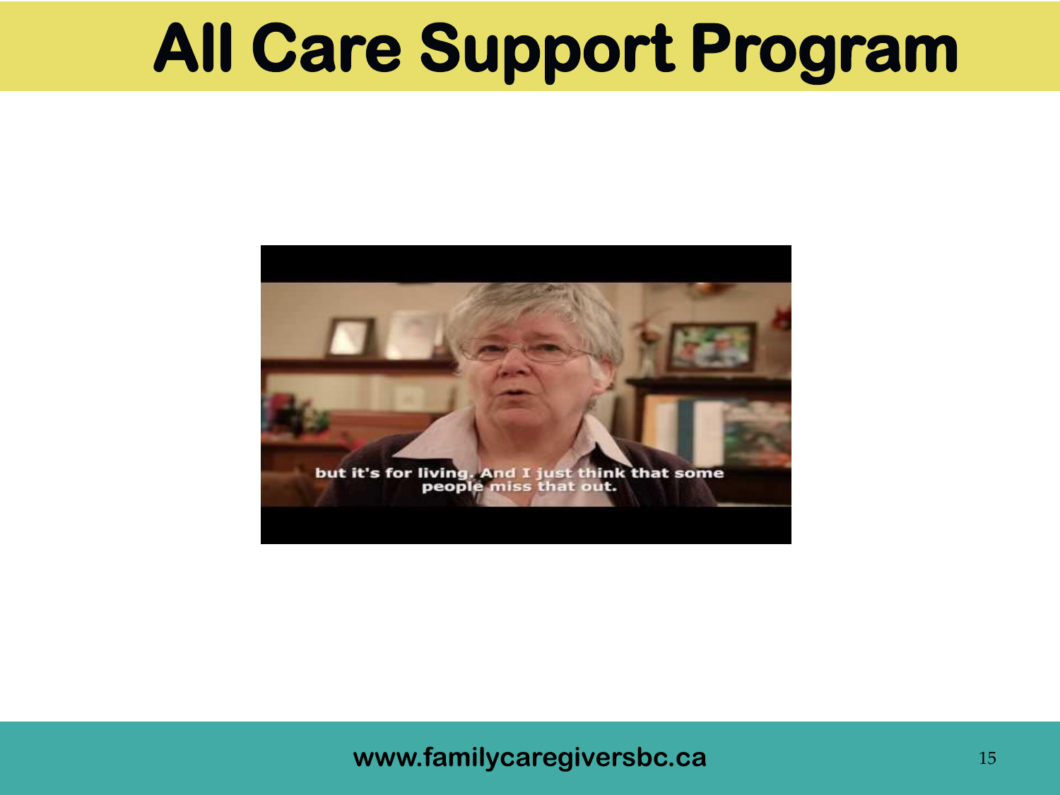# All Care Support Program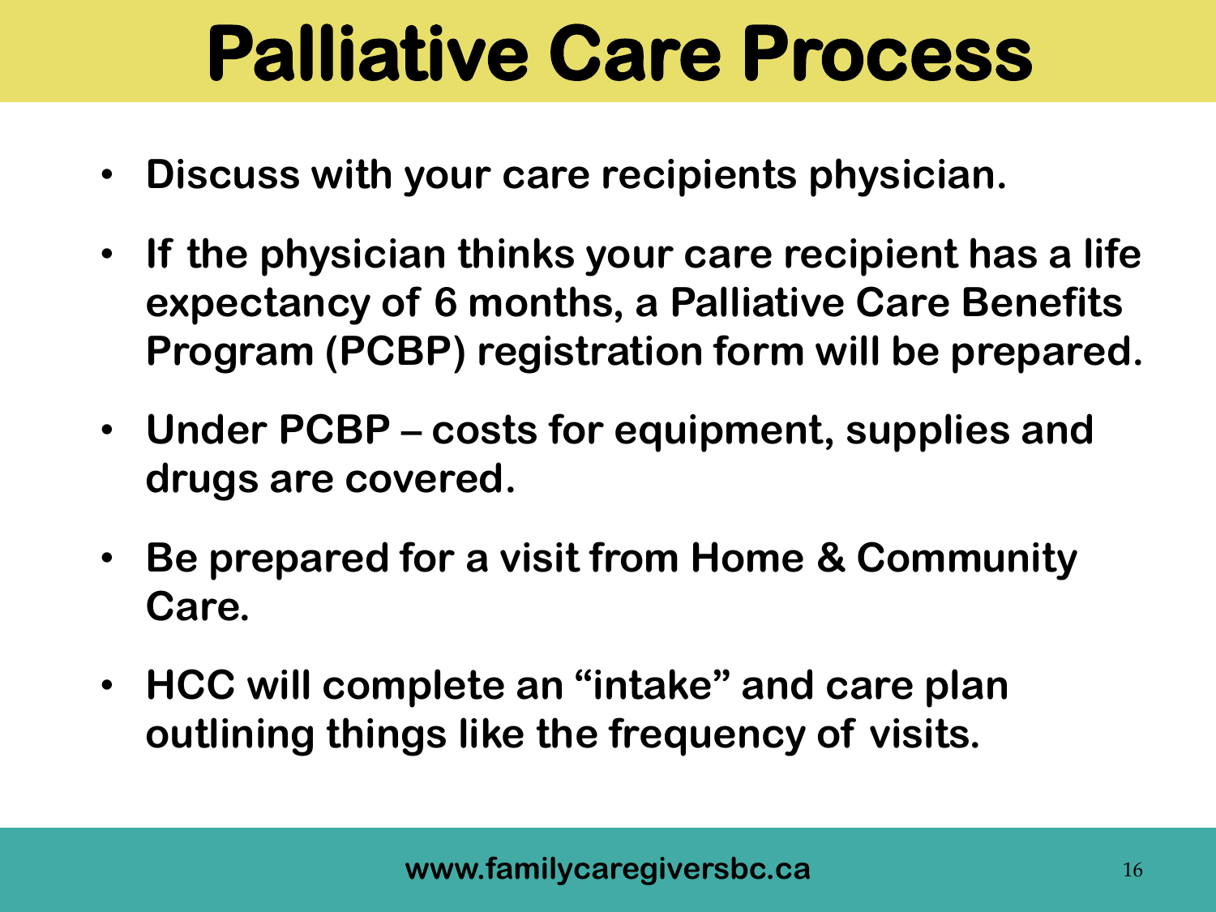# Palliative Care Process

- Discuss with your care recipients physician.
- If the physician thinks your care recipient has a life expectancy of 6 months, a Palliative Care Benefits Program (PCBP) registration form will be prepared.
- Under PCBP – costs for equipment, supplies and drugs are covered.
- Be prepared for a visit from Home & Community Care.
- HCC will complete an "intake" and care plan outlining things like the frequency of visits.

www.familycaregiversbc.ca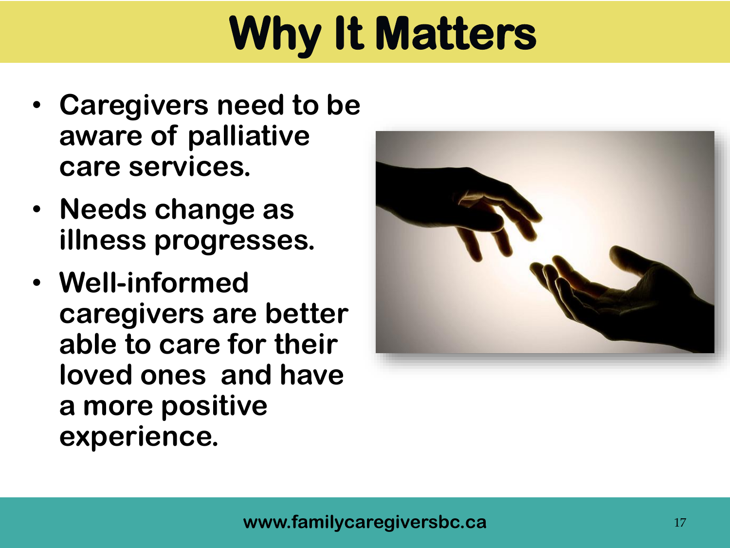# Why It Matters

- Caregivers need to be aware of palliative care services.
- Needs change as illness progresses.
- Well-informed caregivers are better able to care for their loved ones and have a more positive experience.

www.familycaregiversbc.ca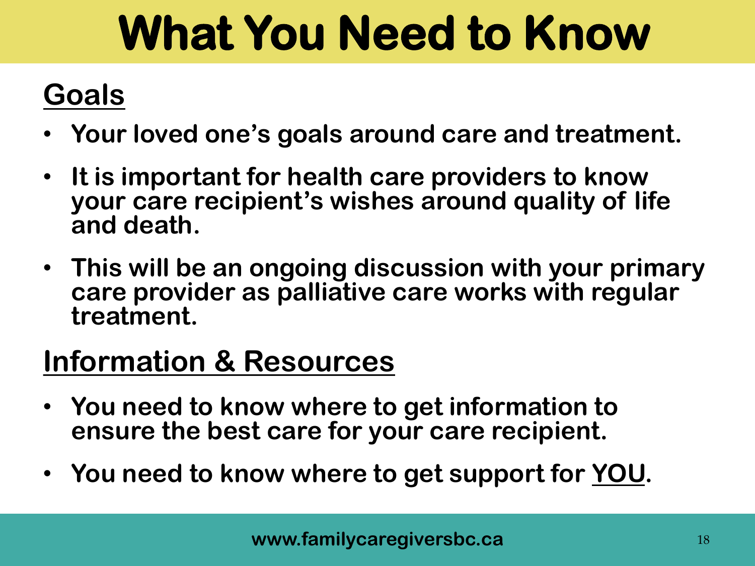# What You Need to Know

## Goals

- **Your loved one's goals around care and treatment.**
- **It is important for health care providers to know your care recipient's wishes around quality of life and death.**
- **This will be an ongoing discussion with your primary care provider as palliative care works with regular treatment.**

## Information & Resources

- **You need to know where to get information to ensure the best care for your care recipient.**
- **You need to know where to get support for YOU.**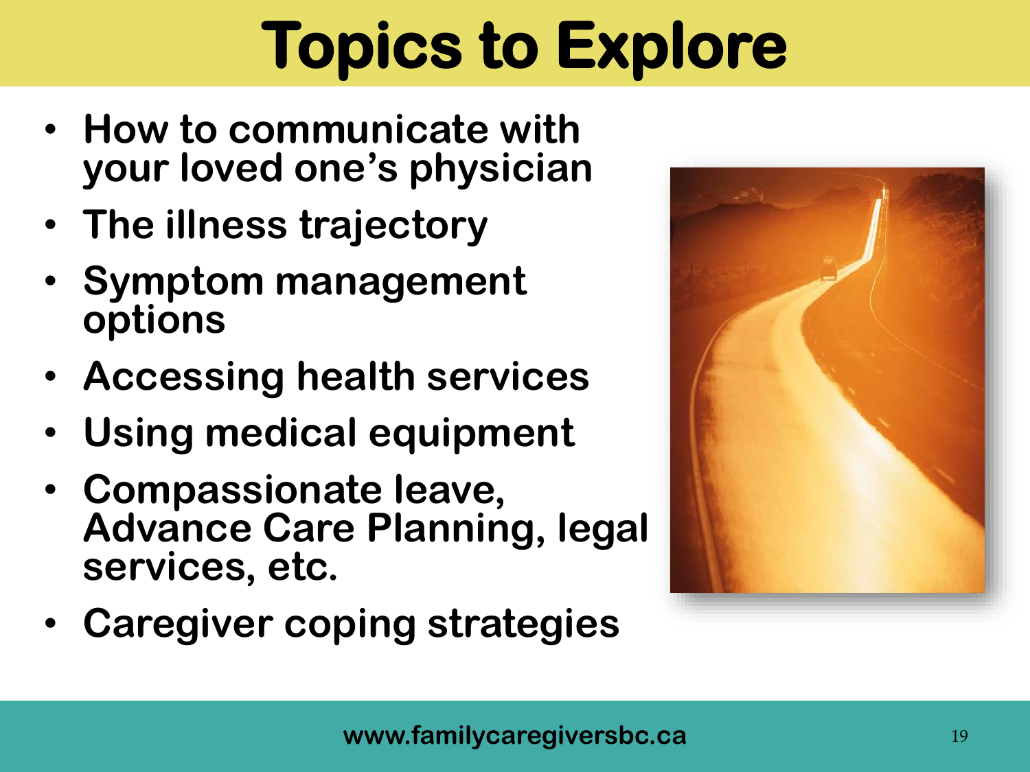# Topics to Explore

- How to communicate with your loved one's physician
- The illness trajectory
- Symptom management options
- Accessing health services
- Using medical equipment
- Compassionate leave, Advance Care Planning, legal services, etc.
- Caregiver coping strategies

www.familycaregiversbc.ca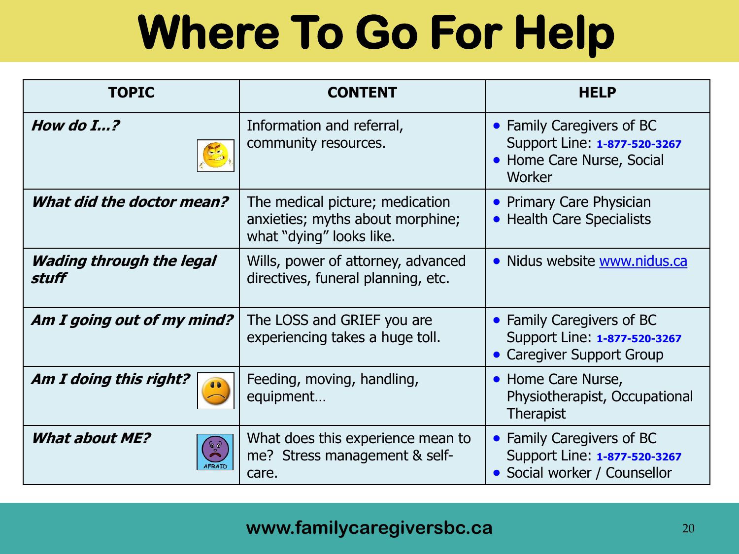# Where To Go For Help

| TOPIC | CONTENT | HELP |
| --- | --- | --- |
| ***How do I…?*** | Information and referral, community resources. | • Family Caregivers of BC Support Line: **1-877-520-3267**<br>• Home Care Nurse, Social Worker |
| ***What did the doctor mean?*** | The medical picture; medication anxieties; myths about morphine; what "dying" looks like. | • Primary Care Physician<br>• Health Care Specialists |
| ***Wading through the legal stuff*** | Wills, power of attorney, advanced directives, funeral planning, etc. | • Nidus website www.nidus.ca |
| ***Am I going out of my mind?*** | The LOSS and GRIEF you are experiencing takes a huge toll. | • Family Caregivers of BC Support Line: **1-877-520-3267**<br>• Caregiver Support Group |
| ***Am I doing this right?*** | Feeding, moving, handling, equipment… | • Home Care Nurse, Physiotherapist, Occupational Therapist |
| ***What about ME?*** | What does this experience mean to me? Stress management & self-care. | • Family Caregivers of BC Support Line: **1-877-520-3267**<br>• Social worker / Counsellor |

**www.familycaregiversbc.ca**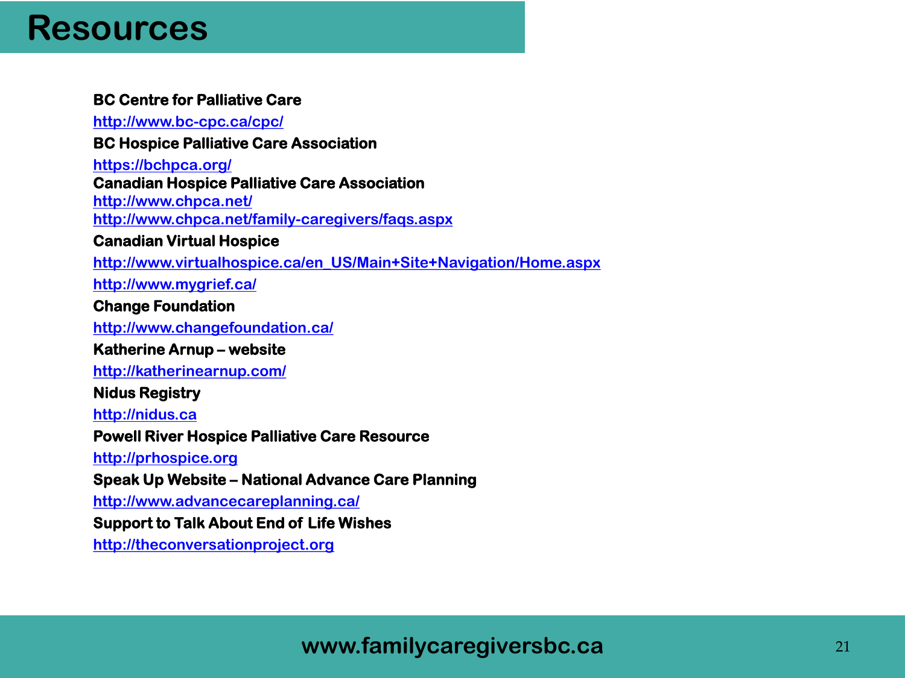# Resources

**BC Centre for Palliative Care**

http://www.bc-cpc.ca/cpc/

**BC Hospice Palliative Care Association**

https://bchpca.org/

**Canadian Hospice Palliative Care Association**

http://www.chpca.net/

http://www.chpca.net/family-caregivers/faqs.aspx

**Canadian Virtual Hospice**

http://www.virtualhospice.ca/en_US/Main+Site+Navigation/Home.aspx

http://www.mygrief.ca/

**Change Foundation**

http://www.changefoundation.ca/

**Katherine Arnup – website**

http://katherinearnup.com/

**Nidus Registry**

http://nidus.ca

**Powell River Hospice Palliative Care Resource**

http://prhospice.org

**Speak Up Website – National Advance Care Planning**

http://www.advancecareplanning.ca/

**Support to Talk About End of Life Wishes**

http://theconversationproject.org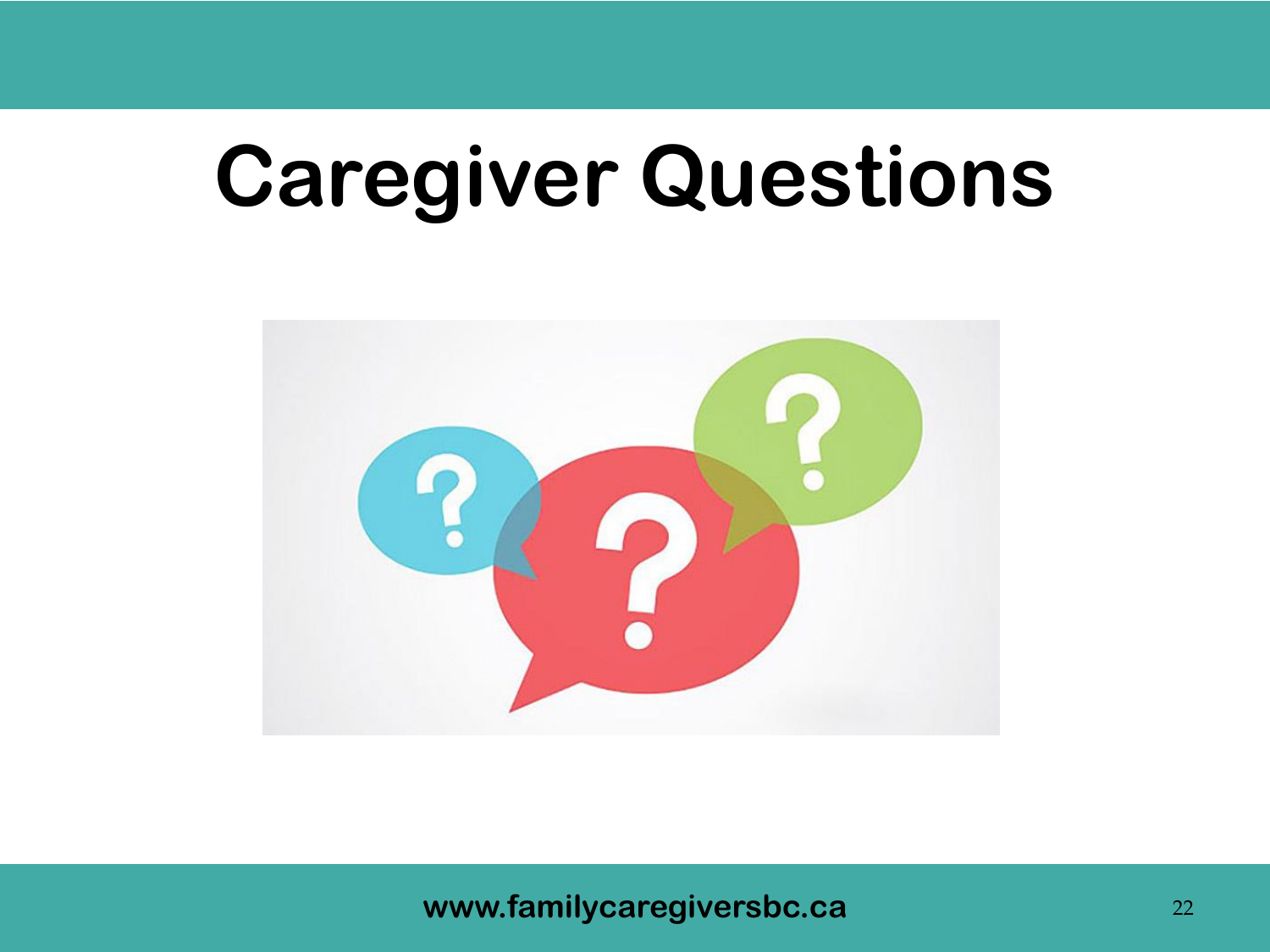# Caregiver Questions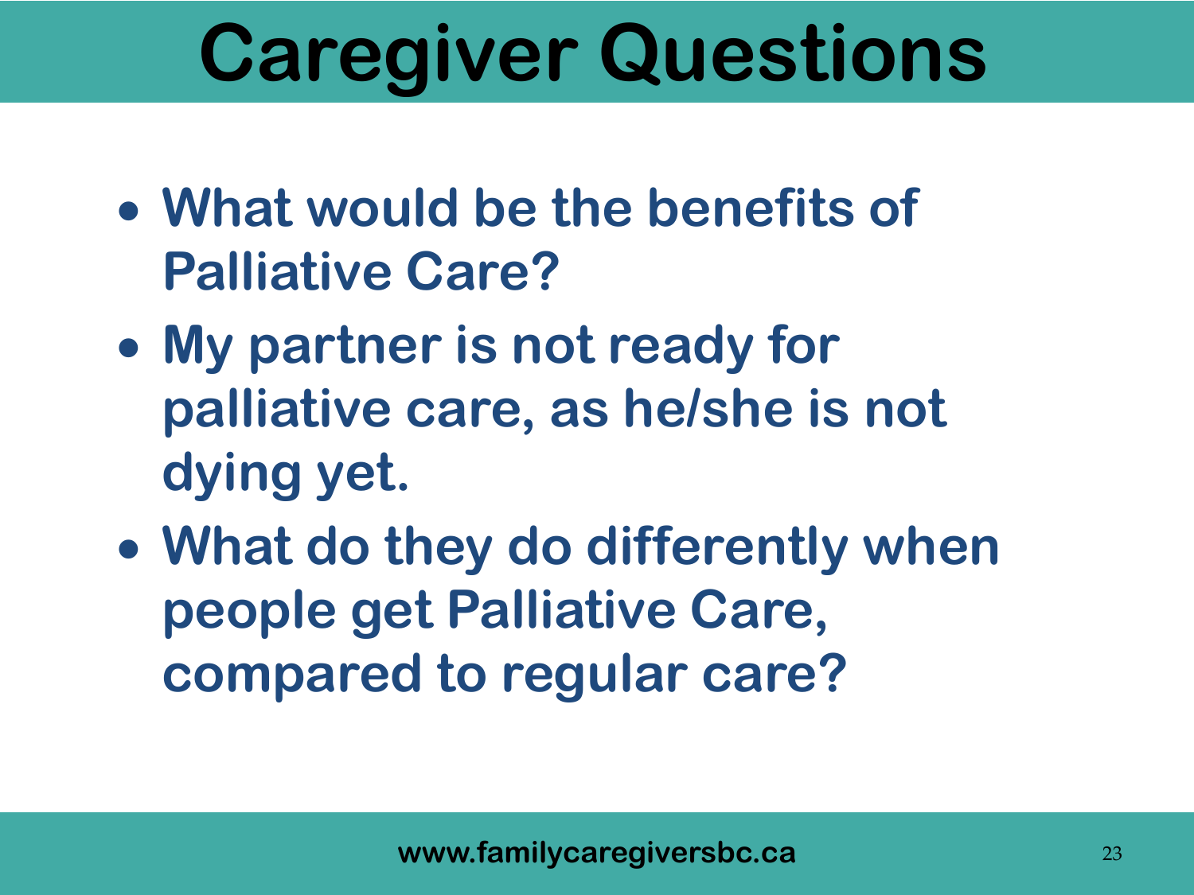# Caregiver Questions

- What would be the benefits of Palliative Care?
- My partner is not ready for palliative care, as he/she is not dying yet.
- What do they do differently when people get Palliative Care, compared to regular care?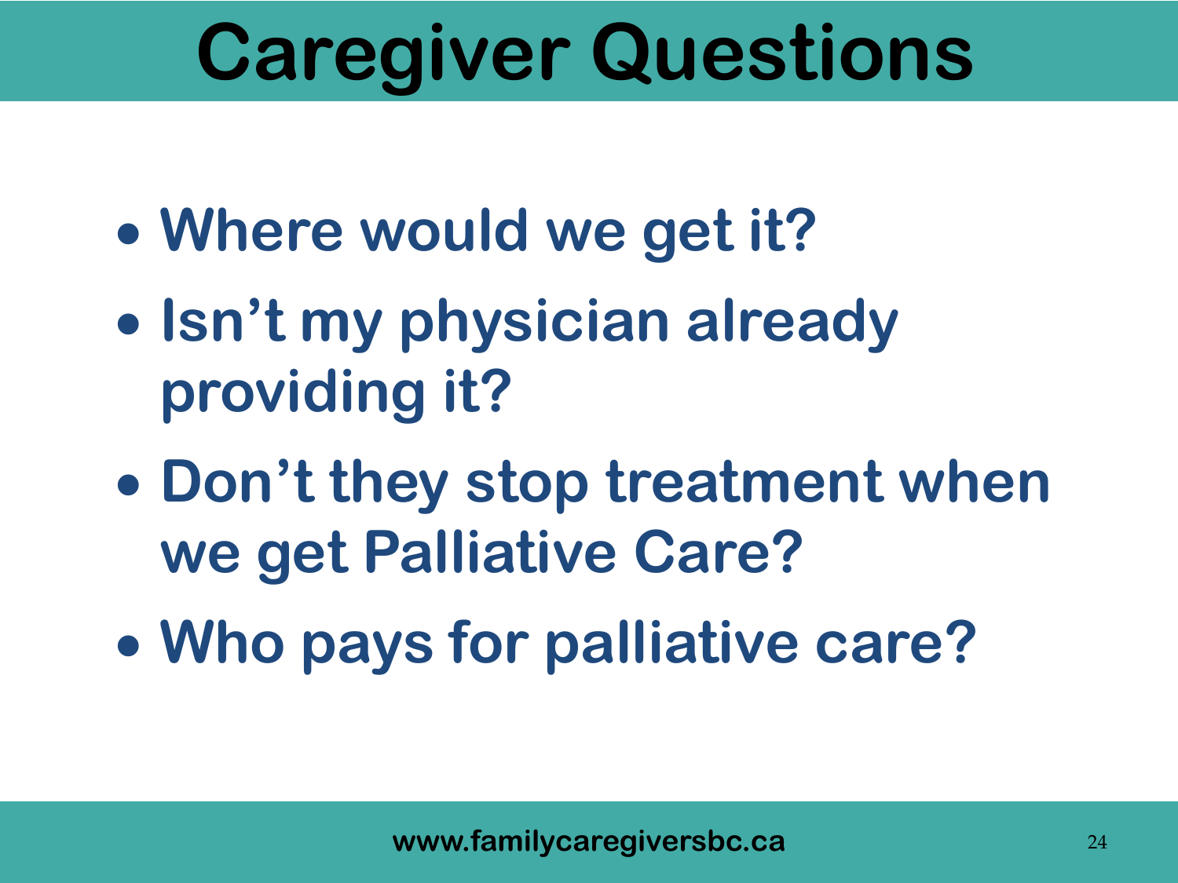# Caregiver Questions

- Where would we get it?
- Isn't my physician already providing it?
- Don't they stop treatment when we get Palliative Care?
- Who pays for palliative care?

www.familycaregiversbc.ca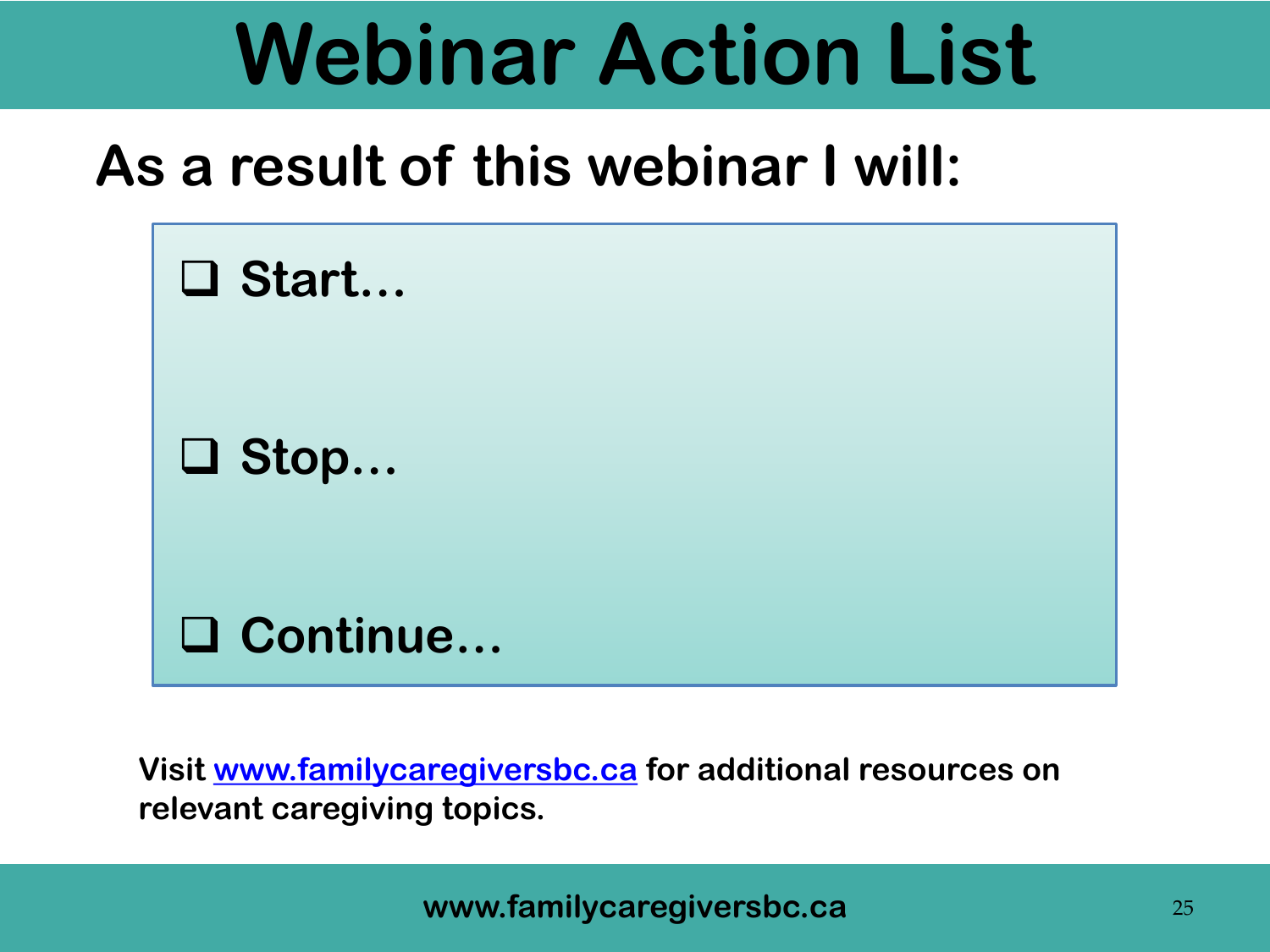# Webinar Action List

## As a result of this webinar I will:

- ❑ Start…
- ❑ Stop…
- ❑ Continue…

Visit [www.familycaregiversbc.ca](http://www.familycaregiversbc.ca) for additional resources on relevant caregiving topics.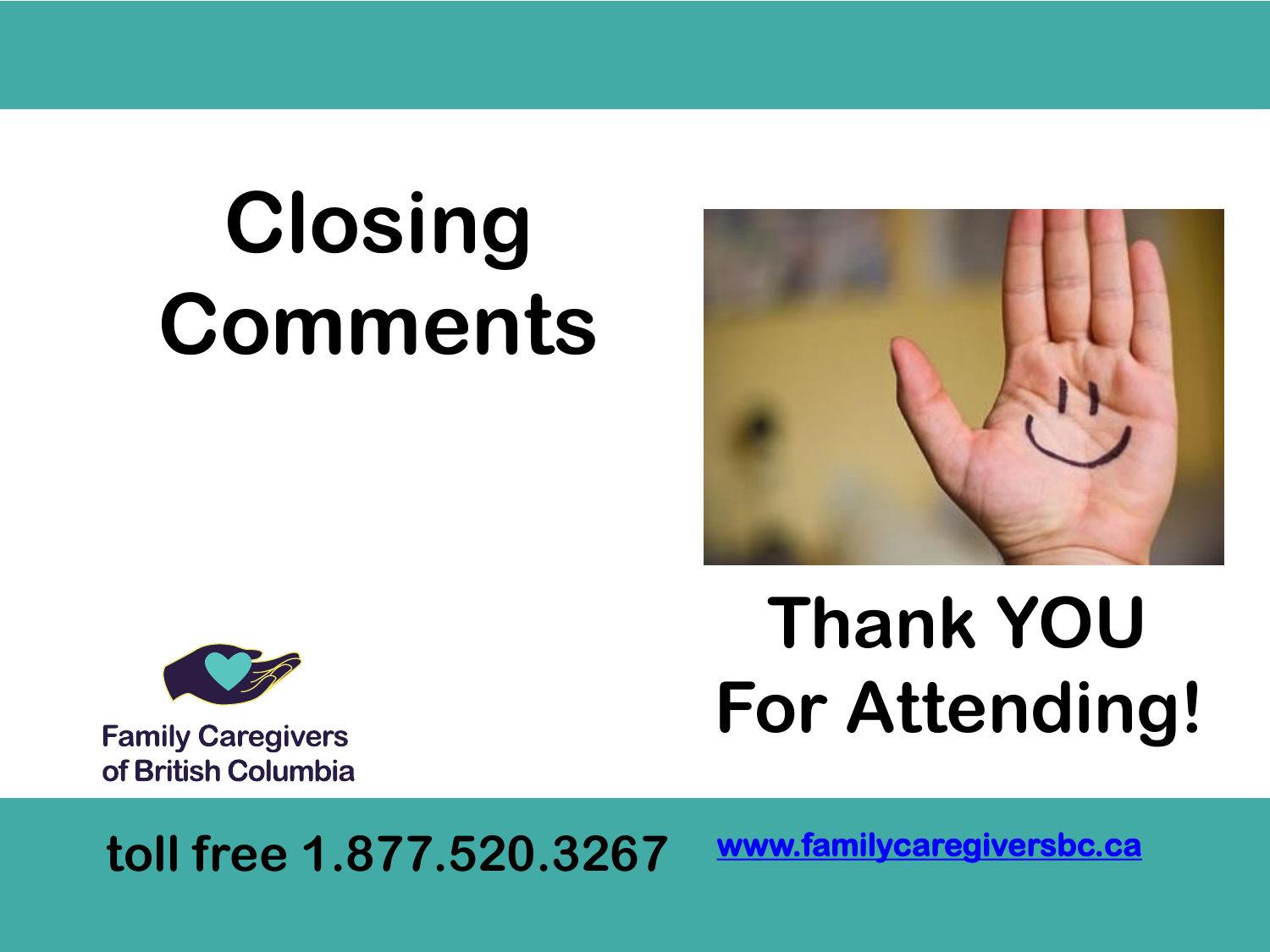# Closing Comments

Thank YOU For Attending!

Family Caregivers of British Columbia

toll free 1.877.520.3267

www.familycaregiversbc.ca